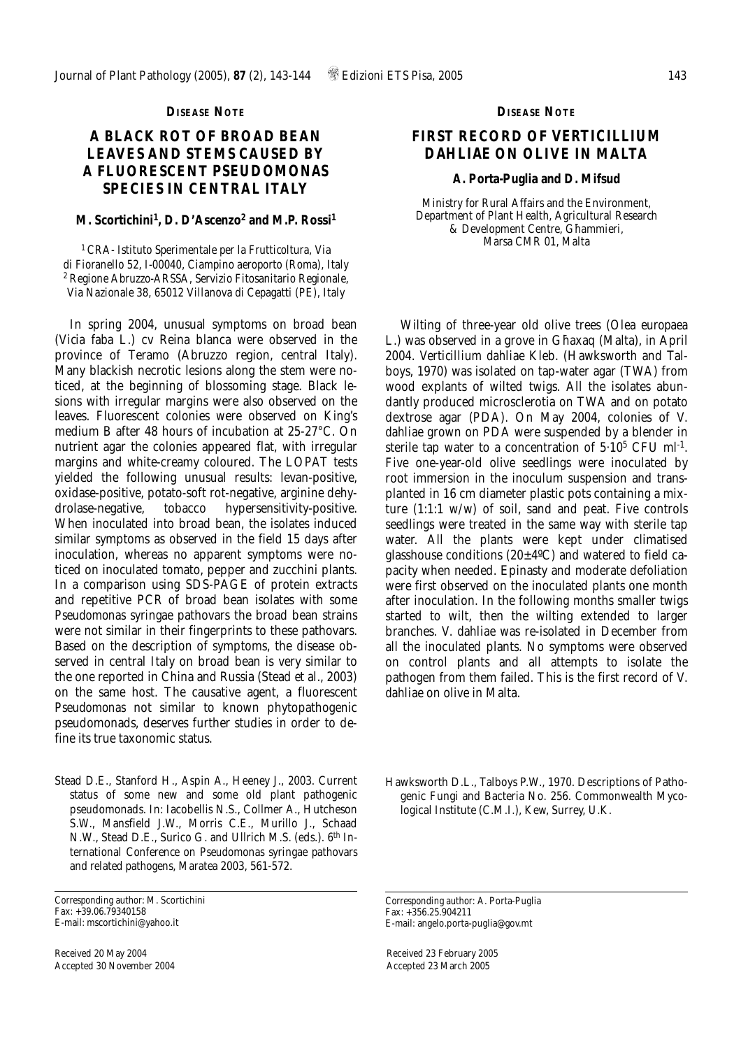**DISEASE NOTE**

# A BLACK ROT OF BROAD BEAN LEAVES AND STEMS CAUSED BY A FLUORESCENT PSEUDOMONAS SPECIES IN CENTRAL ITALY

**M. Scortichini[1], D. D'Ascenzo[2] and M.P. Rossi[1]**

[1] CRA- Istituto Sperimentale per la Frutticoltura, Via di Fioranello 52, I-00040, Ciampino aeroporto (Roma), Italy
[2] Regione Abruzzo-ARSSA, Servizio Fitosanitario Regionale, Via Nazionale 38, 65012 Villanova di Cepagatti (PE), Italy

In spring 2004, unusual symptoms on broad bean (*Vicia faba* L.) cv Reina blanca were observed in the province of Teramo (Abruzzo region, central Italy). Many blackish necrotic lesions along the stem were noticed, at the beginning of blossoming stage. Black lesions with irregular margins were also observed on the leaves. Fluorescent colonies were observed on King's medium B after 48 hours of incubation at 25-27°C. On nutrient agar the colonies appeared flat, with irregular margins and white-creamy coloured. The LOPAT tests yielded the following unusual results: levan-positive, oxidase-positive, potato-soft rot-negative, arginine dehydrolase-negative, tobacco hypersensitivity-positive. When inoculated into broad bean, the isolates induced similar symptoms as observed in the field 15 days after inoculation, whereas no apparent symptoms were noticed on inoculated tomato, pepper and zucchini plants. In a comparison using SDS-PAGE of protein extracts and repetitive PCR of broad bean isolates with some *Pseudomonas syringae* pathovars the broad bean strains were not similar in their fingerprints to these pathovars. Based on the description of symptoms, the disease observed in central Italy on broad bean is very similar to the one reported in China and Russia (Stead *et al.*, 2003) on the same host. The causative agent, a fluorescent *Pseudomonas* not similar to known phytopathogenic pseudomonads, deserves further studies in order to define its true taxonomic status.

Stead D.E., Stanford H., Aspin A., Heeney J., 2003. Current status of some new and some old plant pathogenic pseudomonads. In: Iacobellis N.S., Collmer A., Hutcheson S.W., Mansfield J.W., Morris C.E., Murillo J., Schaad N.W., Stead D.E., Surico G. and Ullrich M.S. (eds.). 6th International Conference on *Pseudomonas syringae* pathovars and related pathogens, Maratea 2003, 561-572.

Corresponding author: M. Scortichini
Fax: +39.06.79340158
E-mail: mscortichini@yahoo.it

Received 20 May 2004
Accepted 30 November 2004

**DISEASE NOTE**

# FIRST RECORD OF VERTICILLIUM DAHLIAE ON OLIVE IN MALTA

**A. Porta-Puglia and D. Mifsud**

Ministry for Rural Affairs and the Environment, Department of Plant Health, Agricultural Research & Development Centre, Għammieri, Marsa CMR 01, Malta

Wilting of three-year old olive trees (*Olea europaea* L.) was observed in a grove in Għaxaq (Malta), in April 2004. *Verticillium dahliae* Kleb. (Hawksworth and Talboys, 1970) was isolated on tap-water agar (TWA) from wood explants of wilted twigs. All the isolates abundantly produced microsclerotia on TWA and on potato dextrose agar (PDA). On May 2004, colonies of *V. dahliae* grown on PDA were suspended by a blender in sterile tap water to a concentration of $5{\cdot}10^5$ CFU ml$^{-1}$. Five one-year-old olive seedlings were inoculated by root immersion in the inoculum suspension and transplanted in 16 cm diameter plastic pots containing a mixture (1:1:1 w/w) of soil, sand and peat. Five controls seedlings were treated in the same way with sterile tap water. All the plants were kept under climatised glasshouse conditions (20±4ºC) and watered to field capacity when needed. Epinasty and moderate defoliation were first observed on the inoculated plants one month after inoculation. In the following months smaller twigs started to wilt, then the wilting extended to larger branches. *V. dahliae* was re-isolated in December from all the inoculated plants. No symptoms were observed on control plants and all attempts to isolate the pathogen from them failed. This is the first record of *V. dahliae* on olive in Malta.

Hawksworth D.L., Talboys P.W., 1970. Descriptions of Pathogenic Fungi and Bacteria No. 256. Commonwealth Mycological Institute (C.M.I.), Kew, Surrey, U.K.

Corresponding author: A. Porta-Puglia
Fax: +356.25.904211
E-mail: angelo.porta-puglia@gov.mt

Received 23 February 2005
Accepted 23 March 2005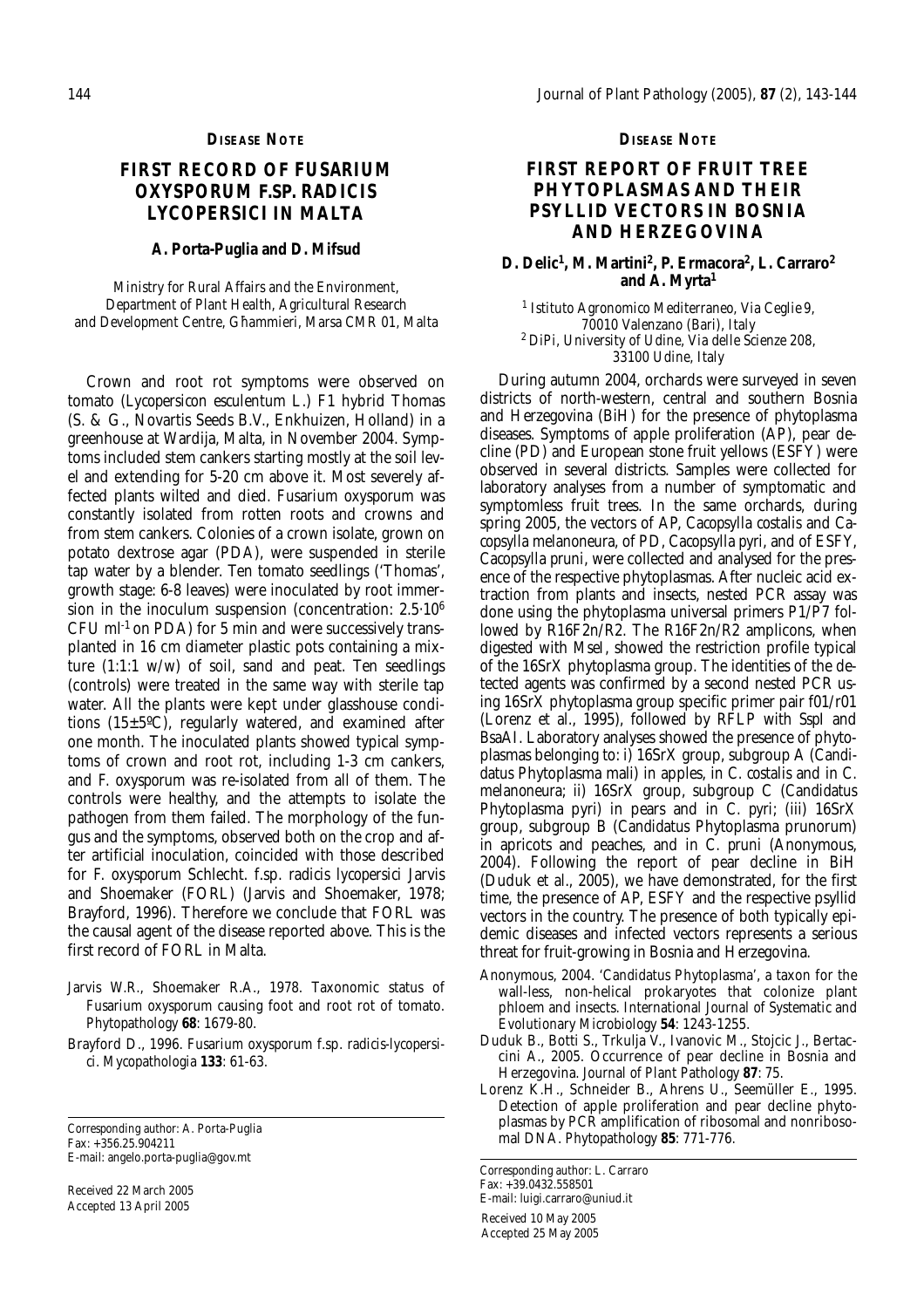**DISEASE NOTE**

# FIRST RECORD OF FUSARIUM OXYSPORUM F.SP. RADICIS LYCOPERSICI IN MALTA

**A. Porta-Puglia and D. Mifsud**

*Ministry for Rural Affairs and the Environment, Department of Plant Health, Agricultural Research and Development Centre, Għammieri, Marsa CMR 01, Malta*

Crown and root rot symptoms were observed on tomato (*Lycopersicon esculentum* L.) F1 hybrid Thomas (S. & G., Novartis Seeds B.V., Enkhuizen, Holland) in a greenhouse at Wardija, Malta, in November 2004. Symptoms included stem cankers starting mostly at the soil level and extending for 5-20 cm above it. Most severely affected plants wilted and died. *Fusarium oxysporum* was constantly isolated from rotten roots and crowns and from stem cankers. Colonies of a crown isolate, grown on potato dextrose agar (PDA), were suspended in sterile tap water by a blender. Ten tomato seedlings ('Thomas', growth stage: 6-8 leaves) were inoculated by root immersion in the inoculum suspension (concentration: $2.5 \cdot 10^6$ CFU $ml^{-1}$ on PDA) for 5 min and were successively transplanted in 16 cm diameter plastic pots containing a mixture (1:1:1 w/w) of soil, sand and peat. Ten seedlings (controls) were treated in the same way with sterile tap water. All the plants were kept under glasshouse conditions (15±5ºC), regularly watered, and examined after one month. The inoculated plants showed typical symptoms of crown and root rot, including 1-3 cm cankers, and *F. oxysporum* was re-isolated from all of them. The controls were healthy, and the attempts to isolate the pathogen from them failed. The morphology of the fungus and the symptoms, observed both on the crop and after artificial inoculation, coincided with those described for *F. oxysporum* Schlecht. f.sp. *radicis lycopersici* Jarvis and Shoemaker (FORL) (Jarvis and Shoemaker, 1978; Brayford, 1996). Therefore we conclude that FORL was the causal agent of the disease reported above. This is the first record of FORL in Malta.

Jarvis W.R., Shoemaker R.A., 1978. Taxonomic status of *Fusarium oxysporum* causing foot and root rot of tomato. *Phytopathology* **68**: 1679-80.

Brayford D., 1996. *Fusarium oxysporum* f.sp. *radicis-lycopersici*. *Mycopathologia* **133**: 61-63.

Corresponding author: A. Porta-Puglia
Fax: +356.25.904211
E-mail: angelo.porta-puglia@gov.mt

Received 22 March 2005
Accepted 13 April 2005

**DISEASE NOTE**

# FIRST REPORT OF FRUIT TREE PHYTOPLASMAS AND THEIR PSYLLID VECTORS IN BOSNIA AND HERZEGOVINA

**D. Delic[1], M. Martini[2], P. Ermacora[2], L. Carraro[2] and A. Myrta[1]**

[1] *Istituto Agronomico Mediterraneo, Via Ceglie 9, 70010 Valenzano (Bari), Italy*
[2] *DiPi, University of Udine, Via delle Scienze 208, 33100 Udine, Italy*

During autumn 2004, orchards were surveyed in seven districts of north-western, central and southern Bosnia and Herzegovina (BiH) for the presence of phytoplasma diseases. Symptoms of apple proliferation (AP), pear decline (PD) and European stone fruit yellows (ESFY) were observed in several districts. Samples were collected for laboratory analyses from a number of symptomatic and symptomless fruit trees. In the same orchards, during spring 2005, the vectors of AP, *Cacopsylla costalis* and *Cacopsylla melanoneura*, of PD, *Cacopsylla pyri*, and of ESFY, *Cacopsylla pruni*, were collected and analysed for the presence of the respective phytoplasmas. After nucleic acid extraction from plants and insects, nested PCR assay was done using the phytoplasma universal primers P1/P7 followed by R16F2n/R2. The R16F2n/R2 amplicons, when digested with *Mse*I, showed the restriction profile typical of the 16SrX phytoplasma group. The identities of the detected agents was confirmed by a second nested PCR using 16SrX phytoplasma group specific primer pair f01/r01 (Lorenz *et al.*, 1995), followed by RFLP with *Ssp*I and *Bsa*AI. Laboratory analyses showed the presence of phytoplasmas belonging to: i) 16SrX group, subgroup A (*Candidatus* Phytoplasma mali) in apples, in *C. costalis* and in *C. melanoneura*; ii) 16SrX group, subgroup C (*Candidatus* Phytoplasma pyri) in pears and in *C. pyri*; (iii) 16SrX group, subgroup B (*Candidatus* Phytoplasma prunorum) in apricots and peaches, and in *C. pruni* (Anonymous, 2004). Following the report of pear decline in BiH (Duduk *et al.*, 2005), we have demonstrated, for the first time, the presence of AP, ESFY and the respective psyllid vectors in the country. The presence of both typically epidemic diseases and infected vectors represents a serious threat for fruit-growing in Bosnia and Herzegovina.

Anonymous, 2004. '*Candidatus* Phytoplasma', a taxon for the wall-less, non-helical prokaryotes that colonize plant phloem and insects. *International Journal of Systematic and Evolutionary Microbiology* **54**: 1243-1255.

Duduk B., Botti S., Trkulja V., Ivanovic M., Stojcic J., Bertaccini A., 2005. Occurrence of pear decline in Bosnia and Herzegovina. *Journal of Plant Pathology* **87**: 75.

Lorenz K.H., Schneider B., Ahrens U., Seemüller E., 1995. Detection of apple proliferation and pear decline phytoplasmas by PCR amplification of ribosomal and nonribosomal DNA. *Phytopathology* **85**: 771-776.

Corresponding author: L. Carraro
Fax: +39.0432.558501
E-mail: luigi.carraro@uniud.it

Received 10 May 2005
Accepted 25 May 2005